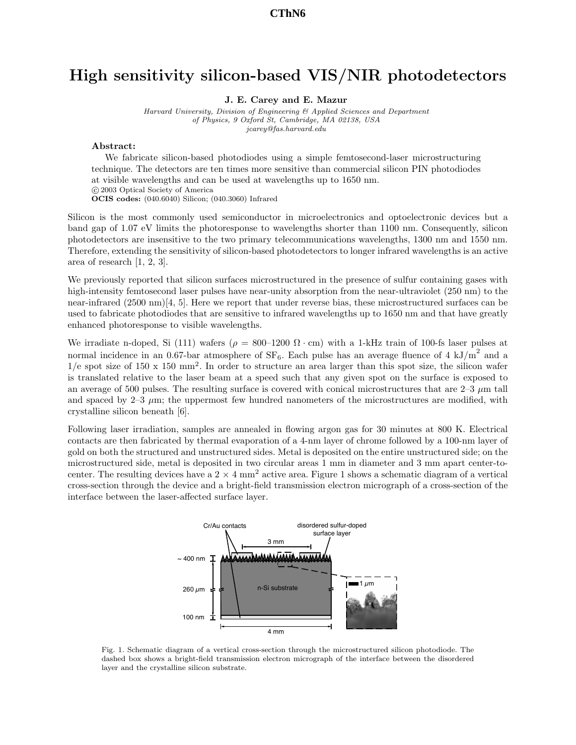# High sensitivity silicon-based VIS/NIR photodetectors

**J. E. Carey and E. Mazur**

*Harvard University, Division of Engineering & Applied Sciences and Department of Physics, 9 Oxford St, Cambridge, MA 02138, USA*
*jcarey@fas.harvard.edu*

**Abstract:**
We fabricate silicon-based photodiodes using a simple femtosecond-laser microstructuring technique. The detectors are ten times more sensitive than commercial silicon PIN photodiodes at visible wavelengths and can be used at wavelengths up to 1650 nm.
© 2003 Optical Society of America
**OCIS codes:** (040.6040) Silicon; (040.3060) Infrared

Silicon is the most commonly used semiconductor in microelectronics and optoelectronic devices but a band gap of 1.07 eV limits the photoresponse to wavelengths shorter than 1100 nm. Consequently, silicon photodetectors are insensitive to the two primary telecommunications wavelengths, 1300 nm and 1550 nm. Therefore, extending the sensitivity of silicon-based photodetectors to longer infrared wavelengths is an active area of research [1, 2, 3].

We previously reported that silicon surfaces microstructured in the presence of sulfur containing gases with high-intensity femtosecond laser pulses have near-unity absorption from the near-ultraviolet (250 nm) to the near-infrared (2500 nm)[4, 5]. Here we report that under reverse bias, these microstructured surfaces can be used to fabricate photodiodes that are sensitive to infrared wavelengths up to 1650 nm and that have greatly enhanced photoresponse to visible wavelengths.

We irradiate n-doped, Si (111) wafers ($\rho$ = 800–1200 $\Omega \cdot$ cm) with a 1-kHz train of 100-fs laser pulses at normal incidence in an 0.67-bar atmosphere of $SF_6$. Each pulse has an average fluence of 4 kJ/m$^2$ and a 1/e spot size of 150 x 150 mm$^2$. In order to structure an area larger than this spot size, the silicon wafer is translated relative to the laser beam at a speed such that any given spot on the surface is exposed to an average of 500 pulses. The resulting surface is covered with conical microstructures that are 2–3 $\mu$m tall and spaced by 2–3 $\mu$m; the uppermost few hundred nanometers of the microstructures are modified, with crystalline silicon beneath [6].

Following laser irradiation, samples are annealed in flowing argon gas for 30 minutes at 800 K. Electrical contacts are then fabricated by thermal evaporation of a 4-nm layer of chrome followed by a 100-nm layer of gold on both the structured and unstructured sides. Metal is deposited on the entire unstructured side; on the microstructured side, metal is deposited in two circular areas 1 mm in diameter and 3 mm apart center-to-center. The resulting devices have a 2 $\times$ 4 mm$^2$ active area. Figure 1 shows a schematic diagram of a vertical cross-section through the device and a bright-field transmission electron micrograph of a cross-section of the interface between the laser-affected surface layer.

Fig. 1. Schematic diagram of a vertical cross-section through the microstructured silicon photodiode. The dashed box shows a bright-field transmission electron micrograph of the interface between the disordered layer and the crystalline silicon substrate.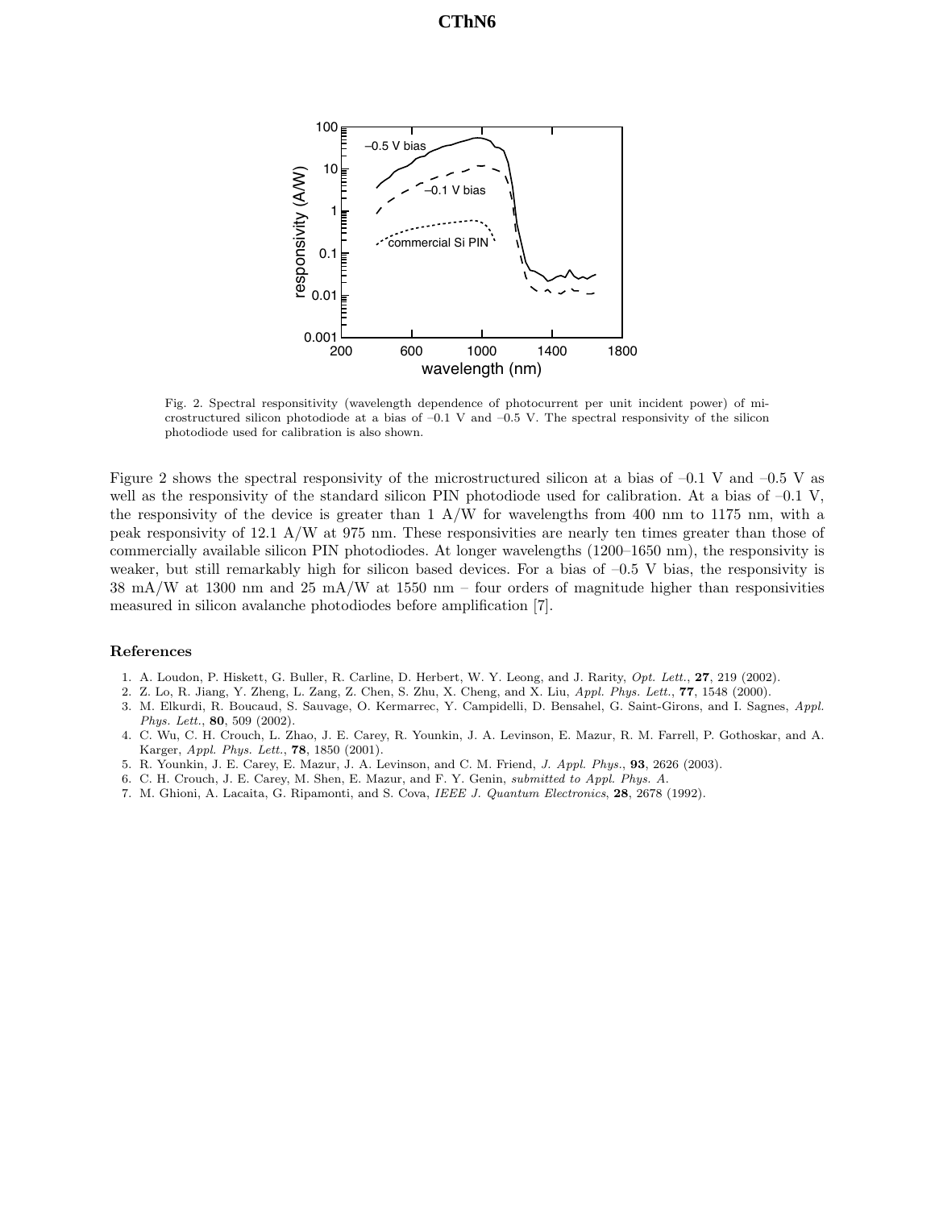100

–0.5 V bias

10

–0.1 V bias

1

commercial Si PIN

0.1

0.01

0.001

200 600 1000 1400 1800

responsivity (A/W)

wavelength (nm)

Fig. 2. Spectral responsitivity (wavelength dependence of photocurrent per unit incident power) of microstructured silicon photodiode at a bias of –0.1 V and –0.5 V. The spectral responsivity of the silicon photodiode used for calibration is also shown.

Figure 2 shows the spectral responsivity of the microstructured silicon at a bias of –0.1 V and –0.5 V as well as the responsivity of the standard silicon PIN photodiode used for calibration. At a bias of –0.1 V, the responsivity of the device is greater than 1 A/W for wavelengths from 400 nm to 1175 nm, with a peak responsivity of 12.1 A/W at 975 nm. These responsivities are nearly ten times greater than those of commercially available silicon PIN photodiodes. At longer wavelengths (1200–1650 nm), the responsivity is weaker, but still remarkably high for silicon based devices. For a bias of –0.5 V bias, the responsivity is 38 mA/W at 1300 nm and 25 mA/W at 1550 nm – four orders of magnitude higher than responsivities measured in silicon avalanche photodiodes before amplification [7].

### References

1. A. Loudon, P. Hiskett, G. Buller, R. Carline, D. Herbert, W. Y. Leong, and J. Rarity, *Opt. Lett.*, **27**, 219 (2002).
2. Z. Lo, R. Jiang, Y. Zheng, L. Zang, Z. Chen, S. Zhu, X. Cheng, and X. Liu, *Appl. Phys. Lett.*, **77**, 1548 (2000).
3. M. Elkurdi, R. Boucaud, S. Sauvage, O. Kermarrec, Y. Campidelli, D. Bensahel, G. Saint-Girons, and I. Sagnes, *Appl. Phys. Lett.*, **80**, 509 (2002).
4. C. Wu, C. H. Crouch, L. Zhao, J. E. Carey, R. Younkin, J. A. Levinson, E. Mazur, R. M. Farrell, P. Gothoskar, and A. Karger, *Appl. Phys. Lett.*, **78**, 1850 (2001).
5. R. Younkin, J. E. Carey, E. Mazur, J. A. Levinson, and C. M. Friend, *J. Appl. Phys.*, **93**, 2626 (2003).
6. C. H. Crouch, J. E. Carey, M. Shen, E. Mazur, and F. Y. Genin, *submitted to Appl. Phys. A.*
7. M. Ghioni, A. Lacaita, G. Ripamonti, and S. Cova, *IEEE J. Quantum Electronics*, **28**, 2678 (1992).